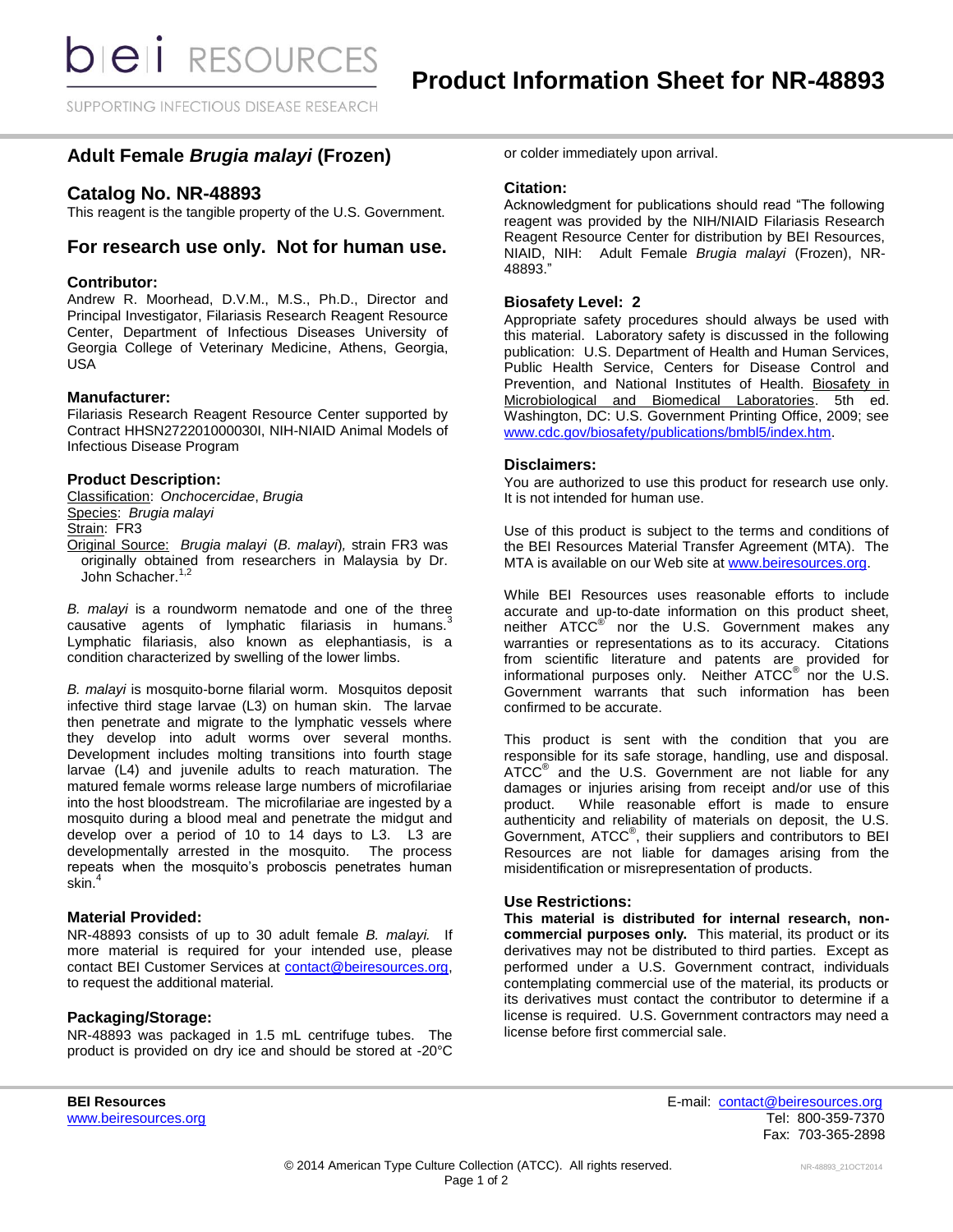# Product Information Sheet for NR-48893

## Adult Female *Brugia malayi* (Frozen)

## Catalog No. NR-48893

This reagent is the tangible property of the U.S. Government.

## For research use only. Not for human use.

### Contributor:

Andrew R. Moorhead, D.V.M., M.S., Ph.D., Director and Principal Investigator, Filariasis Research Reagent Resource Center, Department of Infectious Diseases University of Georgia College of Veterinary Medicine, Athens, Georgia, USA

### Manufacturer:

Filariasis Research Reagent Resource Center supported by Contract HHSN272201000030I, NIH-NIAID Animal Models of Infectious Disease Program

### Product Description:

Classification: *Onchocercidae*, *Brugia*
Species: *Brugia malayi*
Strain: FR3
Original Source: *Brugia malayi* (*B. malayi*), strain FR3 was originally obtained from researchers in Malaysia by Dr. John Schacher.[1,2]

*B. malayi* is a roundworm nematode and one of the three causative agents of lymphatic filariasis in humans.[3] Lymphatic filariasis, also known as elephantiasis, is a condition characterized by swelling of the lower limbs.

*B. malayi* is mosquito-borne filarial worm. Mosquitos deposit infective third stage larvae (L3) on human skin. The larvae then penetrate and migrate to the lymphatic vessels where they develop into adult worms over several months. Development includes molting transitions into fourth stage larvae (L4) and juvenile adults to reach maturation. The matured female worms release large numbers of microfilariae into the host bloodstream. The microfilariae are ingested by a mosquito during a blood meal and penetrate the midgut and develop over a period of 10 to 14 days to L3. L3 are developmentally arrested in the mosquito. The process repeats when the mosquito's proboscis penetrates human skin.[4]

### Material Provided:

NR-48893 consists of up to 30 adult female *B. malayi.* If more material is required for your intended use, please contact BEI Customer Services at contact@beiresources.org, to request the additional material.

### Packaging/Storage:

NR-48893 was packaged in 1.5 mL centrifuge tubes. The product is provided on dry ice and should be stored at -20°C or colder immediately upon arrival.

### Citation:

Acknowledgment for publications should read "The following reagent was provided by the NIH/NIAID Filariasis Research Reagent Resource Center for distribution by BEI Resources, NIAID, NIH: Adult Female *Brugia malayi* (Frozen), NR-48893."

### Biosafety Level: 2

Appropriate safety procedures should always be used with this material. Laboratory safety is discussed in the following publication: U.S. Department of Health and Human Services, Public Health Service, Centers for Disease Control and Prevention, and National Institutes of Health. Biosafety in Microbiological and Biomedical Laboratories. 5th ed. Washington, DC: U.S. Government Printing Office, 2009; see www.cdc.gov/biosafety/publications/bmbl5/index.htm.

### Disclaimers:

You are authorized to use this product for research use only. It is not intended for human use.

Use of this product is subject to the terms and conditions of the BEI Resources Material Transfer Agreement (MTA). The MTA is available on our Web site at www.beiresources.org.

While BEI Resources uses reasonable efforts to include accurate and up-to-date information on this product sheet, neither ATCC® nor the U.S. Government makes any warranties or representations as to its accuracy. Citations from scientific literature and patents are provided for informational purposes only. Neither ATCC® nor the U.S. Government warrants that such information has been confirmed to be accurate.

This product is sent with the condition that you are responsible for its safe storage, handling, use and disposal. ATCC® and the U.S. Government are not liable for any damages or injuries arising from receipt and/or use of this product. While reasonable effort is made to ensure authenticity and reliability of materials on deposit, the U.S. Government, ATCC®, their suppliers and contributors to BEI Resources are not liable for damages arising from the misidentification or misrepresentation of products.

### Use Restrictions:

**This material is distributed for internal research, non-commercial purposes only.** This material, its product or its derivatives may not be distributed to third parties. Except as performed under a U.S. Government contract, individuals contemplating commercial use of the material, its products or its derivatives must contact the contributor to determine if a license is required. U.S. Government contractors may need a license before first commercial sale.

**BEI Resources**
www.beiresources.org

E-mail: contact@beiresources.org
Tel: 800-359-7370
Fax: 703-365-2898

© 2014 American Type Culture Collection (ATCC). All rights reserved.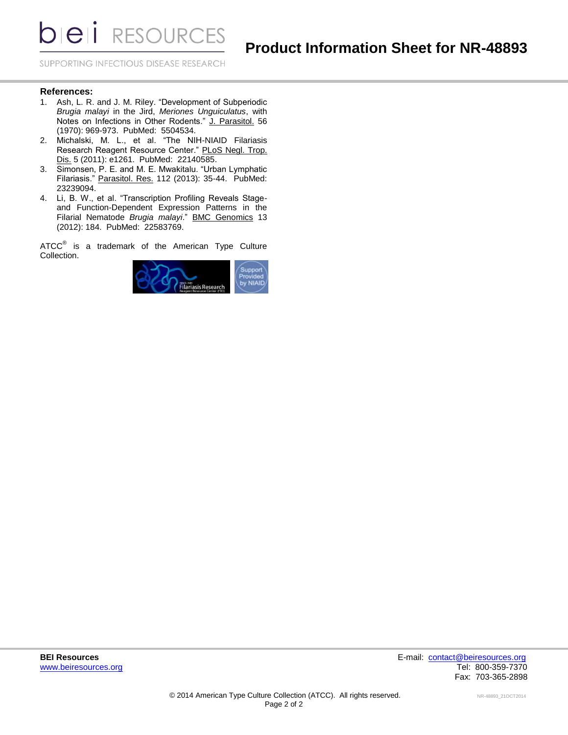**References:**

1. Ash, L. R. and J. M. Riley. "Development of Subperiodic *Brugia malayi* in the Jird, *Meriones Unguiculatus*, with Notes on Infections in Other Rodents." J. Parasitol. 56 (1970): 969-973. PubMed: 5504534.
2. Michalski, M. L., et al. "The NIH-NIAID Filariasis Research Reagent Resource Center." PLoS Negl. Trop. Dis. 5 (2011): e1261. PubMed: 22140585.
3. Simonsen, P. E. and M. E. Mwakitalu. "Urban Lymphatic Filariasis." Parasitol. Res. 112 (2013): 35-44. PubMed: 23239094.
4. Li, B. W., et al. "Transcription Profiling Reveals Stage- and Function-Dependent Expression Patterns in the Filarial Nematode *Brugia malayi*." BMC Genomics 13 (2012): 184. PubMed: 22583769.

ATCC® is a trademark of the American Type Culture Collection.

**BEI Resources**
www.beiresources.org

E-mail: contact@beiresources.org
Tel: 800-359-7370
Fax: 703-365-2898

© 2014 American Type Culture Collection (ATCC). All rights reserved.

NR-48893_21OCT2014